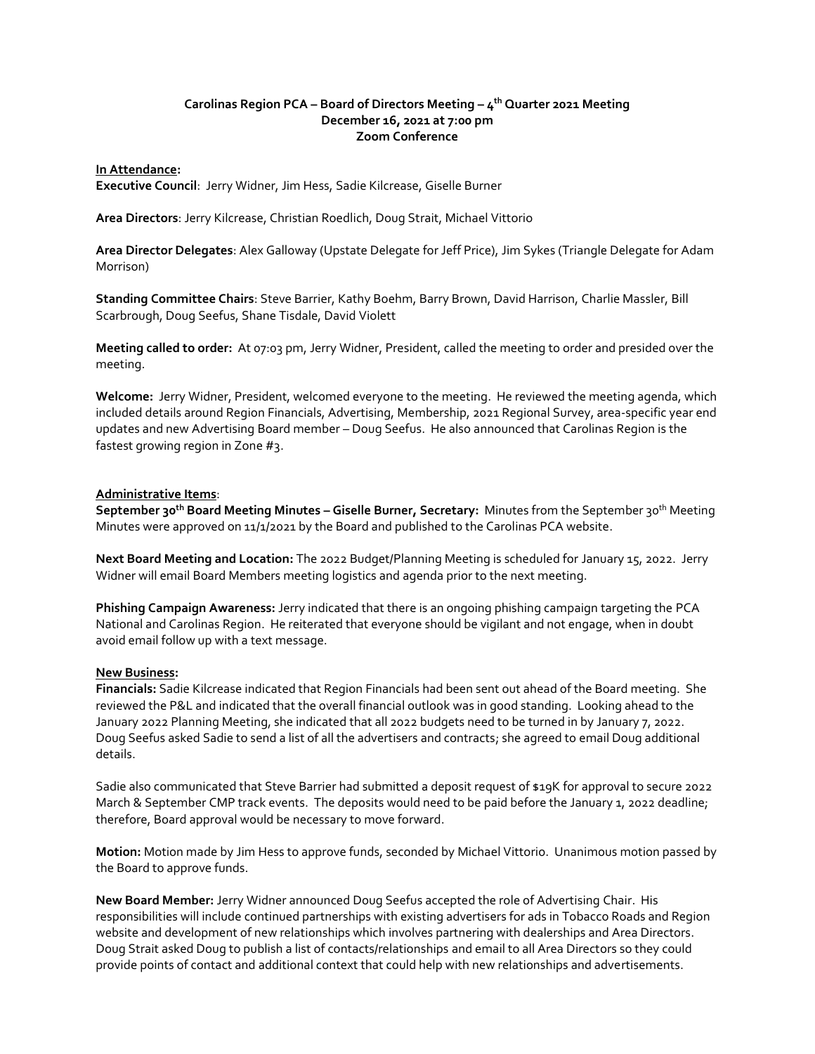# Carolinas Region PCA – Board of Directors Meeting – 4th Quarter 2021 Meeting
## December 16, 2021 at 7:00 pm
## Zoom Conference

**In Attendance:**

**Executive Council**: Jerry Widner, Jim Hess, Sadie Kilcrease, Giselle Burner

**Area Directors**: Jerry Kilcrease, Christian Roedlich, Doug Strait, Michael Vittorio

**Area Director Delegates**: Alex Galloway (Upstate Delegate for Jeff Price), Jim Sykes (Triangle Delegate for Adam Morrison)

**Standing Committee Chairs**: Steve Barrier, Kathy Boehm, Barry Brown, David Harrison, Charlie Massler, Bill Scarbrough, Doug Seefus, Shane Tisdale, David Violett

**Meeting called to order:** At 07:03 pm, Jerry Widner, President, called the meeting to order and presided over the meeting.

**Welcome:** Jerry Widner, President, welcomed everyone to the meeting. He reviewed the meeting agenda, which included details around Region Financials, Advertising, Membership, 2021 Regional Survey, area-specific year end updates and new Advertising Board member – Doug Seefus. He also announced that Carolinas Region is the fastest growing region in Zone #3.

**Administrative Items**:

**September 30th Board Meeting Minutes – Giselle Burner, Secretary:** Minutes from the September 30th Meeting Minutes were approved on 11/1/2021 by the Board and published to the Carolinas PCA website.

**Next Board Meeting and Location:** The 2022 Budget/Planning Meeting is scheduled for January 15, 2022. Jerry Widner will email Board Members meeting logistics and agenda prior to the next meeting.

**Phishing Campaign Awareness:** Jerry indicated that there is an ongoing phishing campaign targeting the PCA National and Carolinas Region. He reiterated that everyone should be vigilant and not engage, when in doubt avoid email follow up with a text message.

**New Business:**

**Financials:** Sadie Kilcrease indicated that Region Financials had been sent out ahead of the Board meeting. She reviewed the P&L and indicated that the overall financial outlook was in good standing. Looking ahead to the January 2022 Planning Meeting, she indicated that all 2022 budgets need to be turned in by January 7, 2022. Doug Seefus asked Sadie to send a list of all the advertisers and contracts; she agreed to email Doug additional details.

Sadie also communicated that Steve Barrier had submitted a deposit request of $19K for approval to secure 2022 March & September CMP track events. The deposits would need to be paid before the January 1, 2022 deadline; therefore, Board approval would be necessary to move forward.

**Motion:** Motion made by Jim Hess to approve funds, seconded by Michael Vittorio. Unanimous motion passed by the Board to approve funds.

**New Board Member:** Jerry Widner announced Doug Seefus accepted the role of Advertising Chair. His responsibilities will include continued partnerships with existing advertisers for ads in Tobacco Roads and Region website and development of new relationships which involves partnering with dealerships and Area Directors. Doug Strait asked Doug to publish a list of contacts/relationships and email to all Area Directors so they could provide points of contact and additional context that could help with new relationships and advertisements.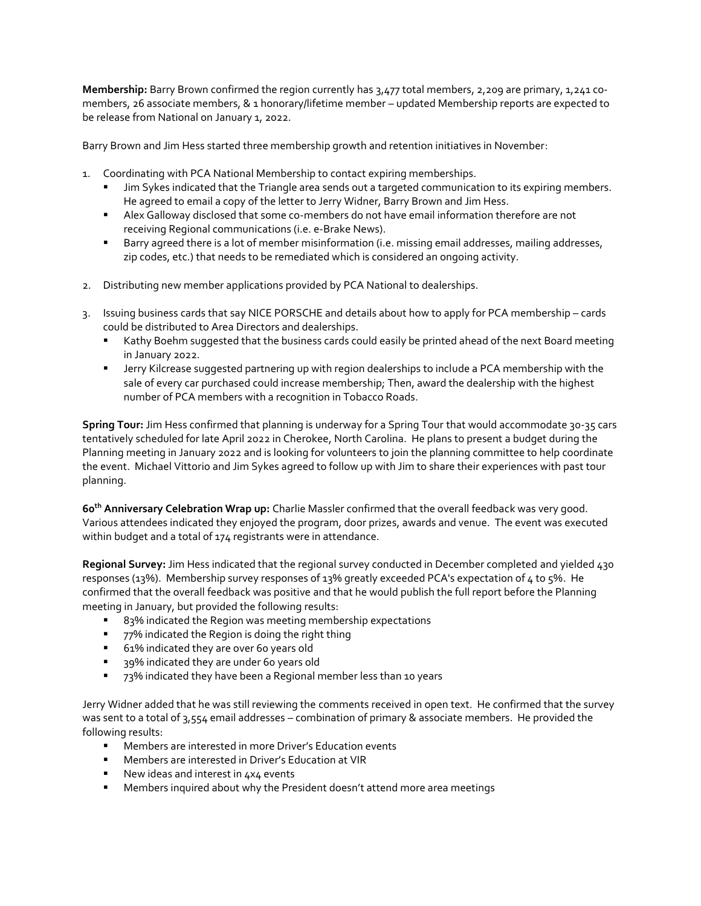**Membership:** Barry Brown confirmed the region currently has 3,477 total members, 2,209 are primary, 1,241 co-members, 26 associate members, & 1 honorary/lifetime member – updated Membership reports are expected to be release from National on January 1, 2022.

Barry Brown and Jim Hess started three membership growth and retention initiatives in November:

1. Coordinating with PCA National Membership to contact expiring memberships.
   - Jim Sykes indicated that the Triangle area sends out a targeted communication to its expiring members. He agreed to email a copy of the letter to Jerry Widner, Barry Brown and Jim Hess.
   - Alex Galloway disclosed that some co-members do not have email information therefore are not receiving Regional communications (i.e. e-Brake News).
   - Barry agreed there is a lot of member misinformation (i.e. missing email addresses, mailing addresses, zip codes, etc.) that needs to be remediated which is considered an ongoing activity.

2. Distributing new member applications provided by PCA National to dealerships.

3. Issuing business cards that say NICE PORSCHE and details about how to apply for PCA membership – cards could be distributed to Area Directors and dealerships.
   - Kathy Boehm suggested that the business cards could easily be printed ahead of the next Board meeting in January 2022.
   - Jerry Kilcrease suggested partnering up with region dealerships to include a PCA membership with the sale of every car purchased could increase membership; Then, award the dealership with the highest number of PCA members with a recognition in Tobacco Roads.

**Spring Tour:** Jim Hess confirmed that planning is underway for a Spring Tour that would accommodate 30-35 cars tentatively scheduled for late April 2022 in Cherokee, North Carolina. He plans to present a budget during the Planning meeting in January 2022 and is looking for volunteers to join the planning committee to help coordinate the event. Michael Vittorio and Jim Sykes agreed to follow up with Jim to share their experiences with past tour planning.

**60th Anniversary Celebration Wrap up:** Charlie Massler confirmed that the overall feedback was very good. Various attendees indicated they enjoyed the program, door prizes, awards and venue. The event was executed within budget and a total of 174 registrants were in attendance.

**Regional Survey:** Jim Hess indicated that the regional survey conducted in December completed and yielded 430 responses (13%). Membership survey responses of 13% greatly exceeded PCA's expectation of 4 to 5%. He confirmed that the overall feedback was positive and that he would publish the full report before the Planning meeting in January, but provided the following results:

- 83% indicated the Region was meeting membership expectations
- 77% indicated the Region is doing the right thing
- 61% indicated they are over 60 years old
- 39% indicated they are under 60 years old
- 73% indicated they have been a Regional member less than 10 years

Jerry Widner added that he was still reviewing the comments received in open text. He confirmed that the survey was sent to a total of 3,554 email addresses – combination of primary & associate members. He provided the following results:

- Members are interested in more Driver's Education events
- Members are interested in Driver's Education at VIR
- New ideas and interest in 4x4 events
- Members inquired about why the President doesn't attend more area meetings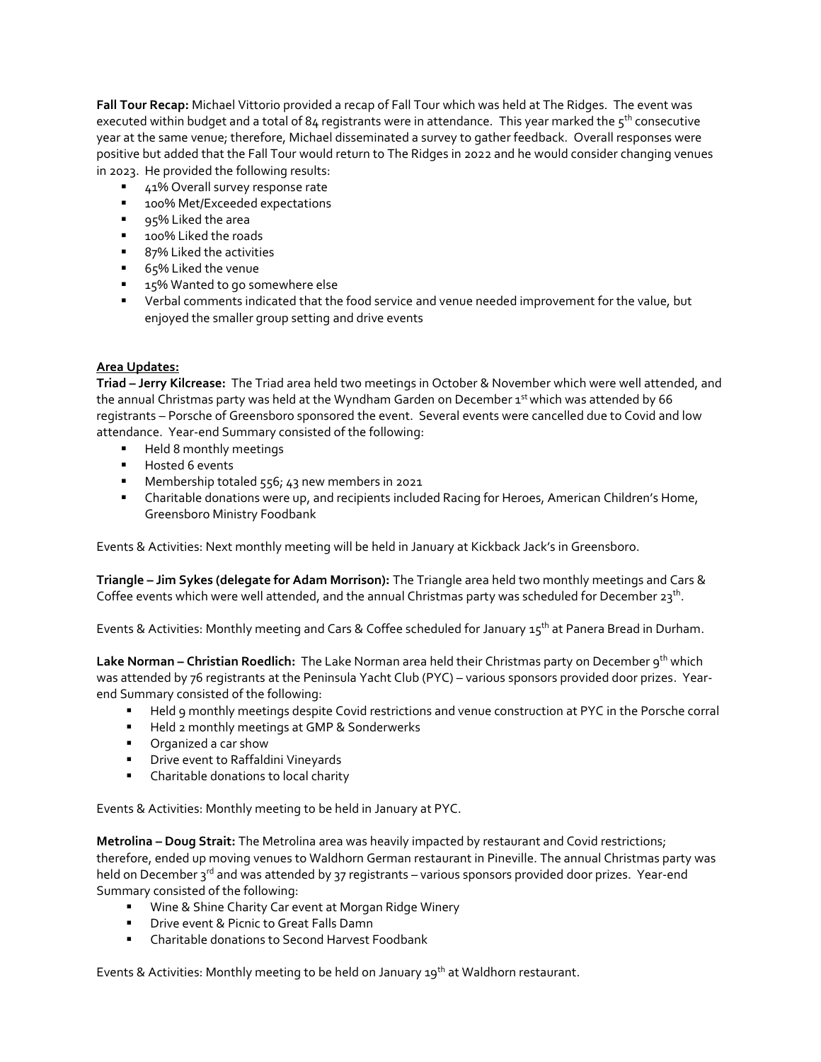**Fall Tour Recap:** Michael Vittorio provided a recap of Fall Tour which was held at The Ridges. The event was executed within budget and a total of 84 registrants were in attendance. This year marked the 5th consecutive year at the same venue; therefore, Michael disseminated a survey to gather feedback. Overall responses were positive but added that the Fall Tour would return to The Ridges in 2022 and he would consider changing venues in 2023. He provided the following results:

- 41% Overall survey response rate
- 100% Met/Exceeded expectations
- 95% Liked the area
- 100% Liked the roads
- 87% Liked the activities
- 65% Liked the venue
- 15% Wanted to go somewhere else
- Verbal comments indicated that the food service and venue needed improvement for the value, but enjoyed the smaller group setting and drive events

**Area Updates:**

**Triad – Jerry Kilcrease:** The Triad area held two meetings in October & November which were well attended, and the annual Christmas party was held at the Wyndham Garden on December 1st which was attended by 66 registrants – Porsche of Greensboro sponsored the event. Several events were cancelled due to Covid and low attendance. Year-end Summary consisted of the following:

- Held 8 monthly meetings
- Hosted 6 events
- Membership totaled 556; 43 new members in 2021
- Charitable donations were up, and recipients included Racing for Heroes, American Children's Home, Greensboro Ministry Foodbank

Events & Activities: Next monthly meeting will be held in January at Kickback Jack's in Greensboro.

**Triangle – Jim Sykes (delegate for Adam Morrison):** The Triangle area held two monthly meetings and Cars & Coffee events which were well attended, and the annual Christmas party was scheduled for December 23th.

Events & Activities: Monthly meeting and Cars & Coffee scheduled for January 15th at Panera Bread in Durham.

**Lake Norman – Christian Roedlich:** The Lake Norman area held their Christmas party on December 9th which was attended by 76 registrants at the Peninsula Yacht Club (PYC) – various sponsors provided door prizes. Year-end Summary consisted of the following:

- Held 9 monthly meetings despite Covid restrictions and venue construction at PYC in the Porsche corral
- Held 2 monthly meetings at GMP & Sonderwerks
- Organized a car show
- Drive event to Raffaldini Vineyards
- Charitable donations to local charity

Events & Activities: Monthly meeting to be held in January at PYC.

**Metrolina – Doug Strait:** The Metrolina area was heavily impacted by restaurant and Covid restrictions; therefore, ended up moving venues to Waldhorn German restaurant in Pineville. The annual Christmas party was held on December 3rd and was attended by 37 registrants – various sponsors provided door prizes. Year-end Summary consisted of the following:

- Wine & Shine Charity Car event at Morgan Ridge Winery
- Drive event & Picnic to Great Falls Damn
- Charitable donations to Second Harvest Foodbank

Events & Activities: Monthly meeting to be held on January 19th at Waldhorn restaurant.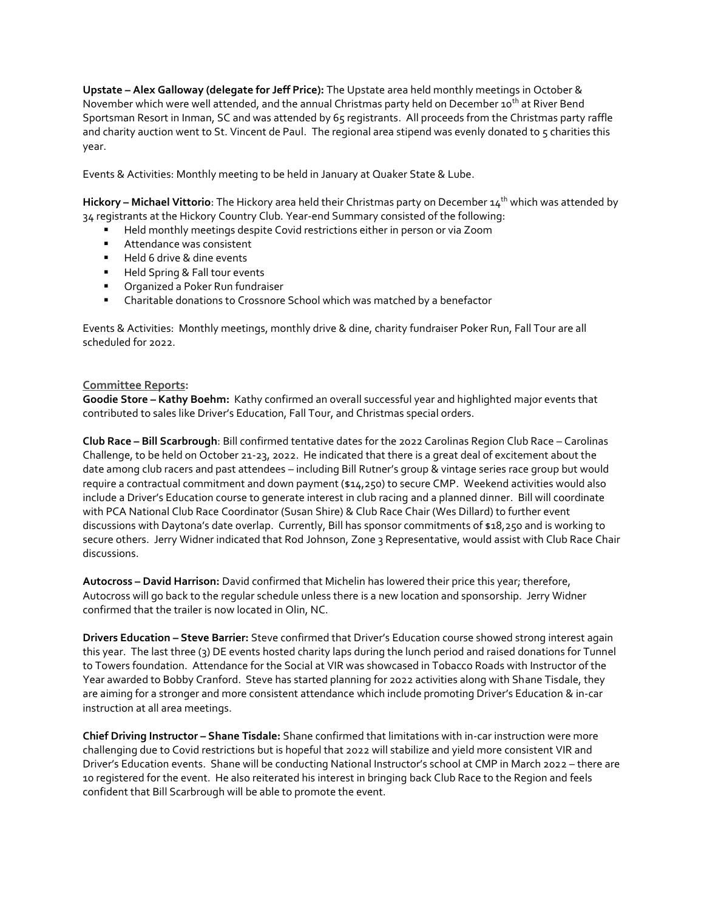**Upstate – Alex Galloway (delegate for Jeff Price):** The Upstate area held monthly meetings in October & November which were well attended, and the annual Christmas party held on December 10th at River Bend Sportsman Resort in Inman, SC and was attended by 65 registrants. All proceeds from the Christmas party raffle and charity auction went to St. Vincent de Paul. The regional area stipend was evenly donated to 5 charities this year.

Events & Activities: Monthly meeting to be held in January at Quaker State & Lube.

**Hickory – Michael Vittorio**: The Hickory area held their Christmas party on December 14th which was attended by 34 registrants at the Hickory Country Club. Year-end Summary consisted of the following:

- Held monthly meetings despite Covid restrictions either in person or via Zoom
- Attendance was consistent
- Held 6 drive & dine events
- Held Spring & Fall tour events
- Organized a Poker Run fundraiser
- Charitable donations to Crossnore School which was matched by a benefactor

Events & Activities: Monthly meetings, monthly drive & dine, charity fundraiser Poker Run, Fall Tour are all scheduled for 2022.

## Committee Reports:

**Goodie Store – Kathy Boehm:** Kathy confirmed an overall successful year and highlighted major events that contributed to sales like Driver's Education, Fall Tour, and Christmas special orders.

**Club Race – Bill Scarbrough**: Bill confirmed tentative dates for the 2022 Carolinas Region Club Race – Carolinas Challenge, to be held on October 21-23, 2022. He indicated that there is a great deal of excitement about the date among club racers and past attendees – including Bill Rutner's group & vintage series race group but would require a contractual commitment and down payment ($14,250) to secure CMP. Weekend activities would also include a Driver's Education course to generate interest in club racing and a planned dinner. Bill will coordinate with PCA National Club Race Coordinator (Susan Shire) & Club Race Chair (Wes Dillard) to further event discussions with Daytona's date overlap. Currently, Bill has sponsor commitments of $18,250 and is working to secure others. Jerry Widner indicated that Rod Johnson, Zone 3 Representative, would assist with Club Race Chair discussions.

**Autocross – David Harrison:** David confirmed that Michelin has lowered their price this year; therefore, Autocross will go back to the regular schedule unless there is a new location and sponsorship. Jerry Widner confirmed that the trailer is now located in Olin, NC.

**Drivers Education – Steve Barrier:** Steve confirmed that Driver's Education course showed strong interest again this year. The last three (3) DE events hosted charity laps during the lunch period and raised donations for Tunnel to Towers foundation. Attendance for the Social at VIR was showcased in Tobacco Roads with Instructor of the Year awarded to Bobby Cranford. Steve has started planning for 2022 activities along with Shane Tisdale, they are aiming for a stronger and more consistent attendance which include promoting Driver's Education & in-car instruction at all area meetings.

**Chief Driving Instructor – Shane Tisdale:** Shane confirmed that limitations with in-car instruction were more challenging due to Covid restrictions but is hopeful that 2022 will stabilize and yield more consistent VIR and Driver's Education events. Shane will be conducting National Instructor's school at CMP in March 2022 – there are 10 registered for the event. He also reiterated his interest in bringing back Club Race to the Region and feels confident that Bill Scarbrough will be able to promote the event.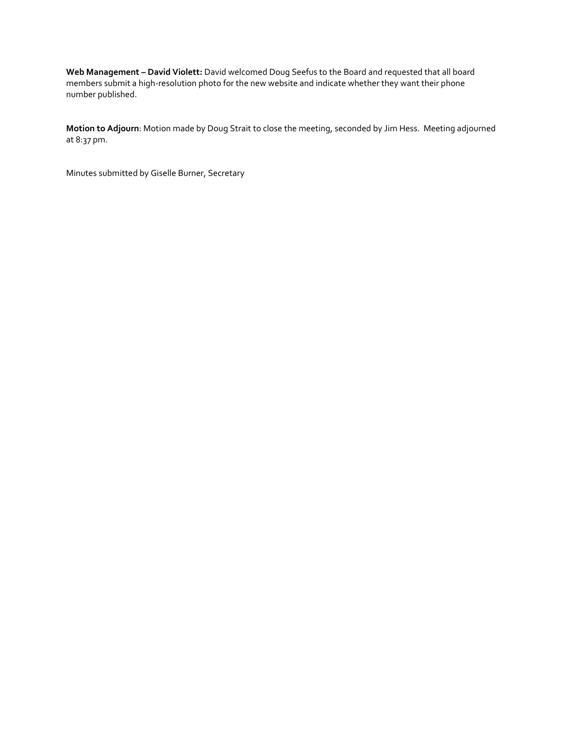**Web Management – David Violett:** David welcomed Doug Seefus to the Board and requested that all board members submit a high-resolution photo for the new website and indicate whether they want their phone number published.

**Motion to Adjourn**: Motion made by Doug Strait to close the meeting, seconded by Jim Hess. Meeting adjourned at 8:37 pm.

Minutes submitted by Giselle Burner, Secretary